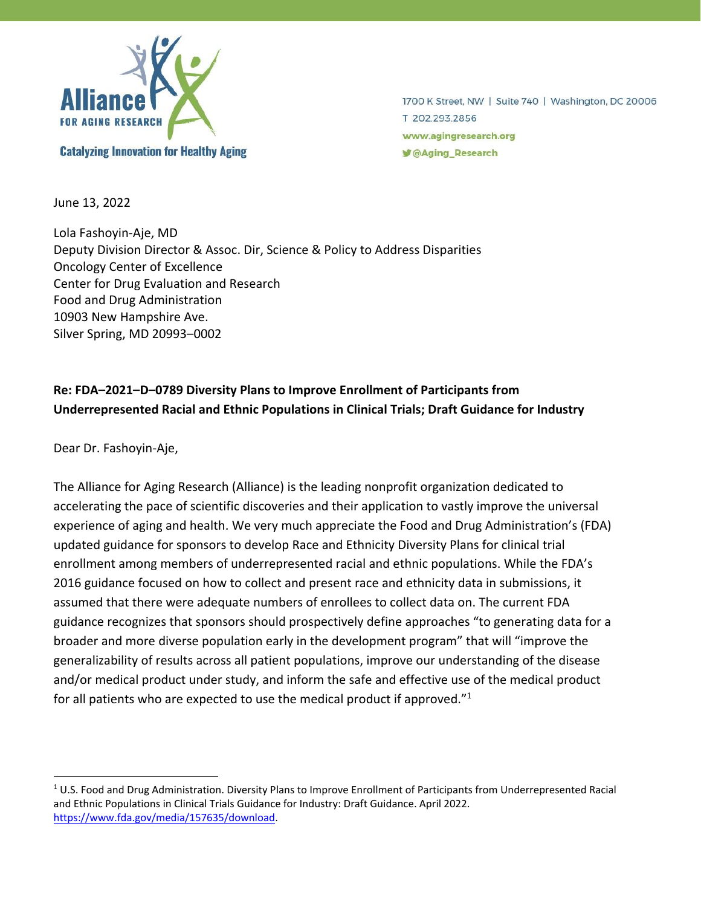Alliance FOR AGING RESEARCH

Catalyzing Innovation for Healthy Aging

1700 K Street, NW | Suite 740 | Washington, DC 20006
T 202.293.2856
www.agingresearch.org
@Aging_Research

June 13, 2022

Lola Fashoyin-Aje, MD
Deputy Division Director & Assoc. Dir, Science & Policy to Address Disparities
Oncology Center of Excellence
Center for Drug Evaluation and Research
Food and Drug Administration
10903 New Hampshire Ave.
Silver Spring, MD 20993–0002

**Re: FDA–2021–D–0789 Diversity Plans to Improve Enrollment of Participants from Underrepresented Racial and Ethnic Populations in Clinical Trials; Draft Guidance for Industry**

Dear Dr. Fashoyin-Aje,

The Alliance for Aging Research (Alliance) is the leading nonprofit organization dedicated to accelerating the pace of scientific discoveries and their application to vastly improve the universal experience of aging and health. We very much appreciate the Food and Drug Administration's (FDA) updated guidance for sponsors to develop Race and Ethnicity Diversity Plans for clinical trial enrollment among members of underrepresented racial and ethnic populations. While the FDA's 2016 guidance focused on how to collect and present race and ethnicity data in submissions, it assumed that there were adequate numbers of enrollees to collect data on. The current FDA guidance recognizes that sponsors should prospectively define approaches "to generating data for a broader and more diverse population early in the development program" that will "improve the generalizability of results across all patient populations, improve our understanding of the disease and/or medical product under study, and inform the safe and effective use of the medical product for all patients who are expected to use the medical product if approved."[1]

[1] U.S. Food and Drug Administration. Diversity Plans to Improve Enrollment of Participants from Underrepresented Racial and Ethnic Populations in Clinical Trials Guidance for Industry: Draft Guidance. April 2022. https://www.fda.gov/media/157635/download.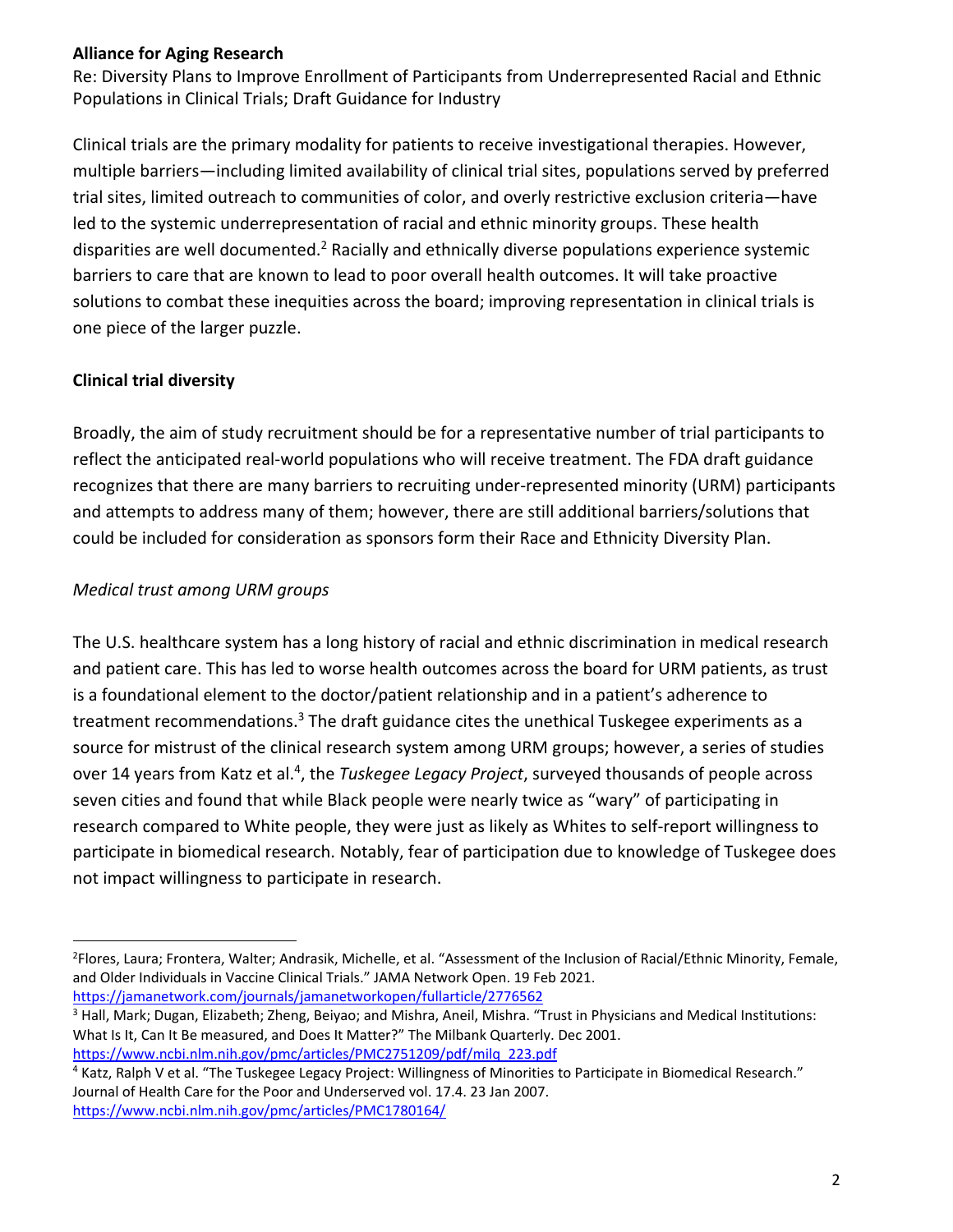Clinical trials are the primary modality for patients to receive investigational therapies. However, multiple barriers—including limited availability of clinical trial sites, populations served by preferred trial sites, limited outreach to communities of color, and overly restrictive exclusion criteria—have led to the systemic underrepresentation of racial and ethnic minority groups. These health disparities are well documented.[2] Racially and ethnically diverse populations experience systemic barriers to care that are known to lead to poor overall health outcomes. It will take proactive solutions to combat these inequities across the board; improving representation in clinical trials is one piece of the larger puzzle.

## Clinical trial diversity

Broadly, the aim of study recruitment should be for a representative number of trial participants to reflect the anticipated real-world populations who will receive treatment. The FDA draft guidance recognizes that there are many barriers to recruiting under-represented minority (URM) participants and attempts to address many of them; however, there are still additional barriers/solutions that could be included for consideration as sponsors form their Race and Ethnicity Diversity Plan.

### *Medical trust among URM groups*

The U.S. healthcare system has a long history of racial and ethnic discrimination in medical research and patient care. This has led to worse health outcomes across the board for URM patients, as trust is a foundational element to the doctor/patient relationship and in a patient's adherence to treatment recommendations.[3] The draft guidance cites the unethical Tuskegee experiments as a source for mistrust of the clinical research system among URM groups; however, a series of studies over 14 years from Katz et al.[4], the *Tuskegee Legacy Project*, surveyed thousands of people across seven cities and found that while Black people were nearly twice as "wary" of participating in research compared to White people, they were just as likely as Whites to self-report willingness to participate in biomedical research. Notably, fear of participation due to knowledge of Tuskegee does not impact willingness to participate in research.

---

[2] Flores, Laura; Frontera, Walter; Andrasik, Michelle, et al. "Assessment of the Inclusion of Racial/Ethnic Minority, Female, and Older Individuals in Vaccine Clinical Trials." JAMA Network Open. 19 Feb 2021. https://jamanetwork.com/journals/jamanetworkopen/fullarticle/2776562

[3] Hall, Mark; Dugan, Elizabeth; Zheng, Beiyao; and Mishra, Aneil, Mishra. "Trust in Physicians and Medical Institutions: What Is It, Can It Be measured, and Does It Matter?" The Milbank Quarterly. Dec 2001. https://www.ncbi.nlm.nih.gov/pmc/articles/PMC2751209/pdf/milq_223.pdf

[4] Katz, Ralph V et al. "The Tuskegee Legacy Project: Willingness of Minorities to Participate in Biomedical Research." Journal of Health Care for the Poor and Underserved vol. 17.4. 23 Jan 2007. https://www.ncbi.nlm.nih.gov/pmc/articles/PMC1780164/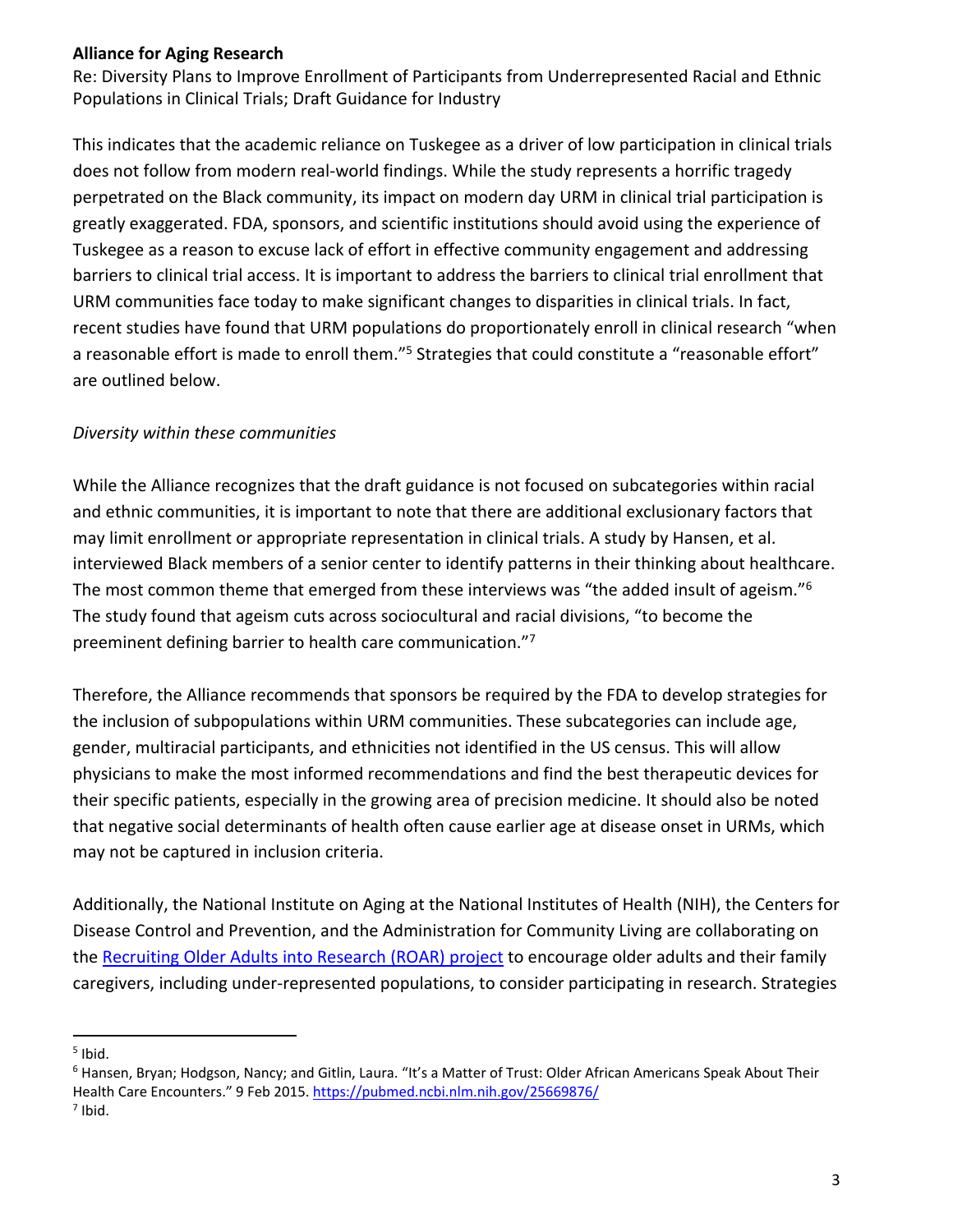This indicates that the academic reliance on Tuskegee as a driver of low participation in clinical trials does not follow from modern real-world findings. While the study represents a horrific tragedy perpetrated on the Black community, its impact on modern day URM in clinical trial participation is greatly exaggerated. FDA, sponsors, and scientific institutions should avoid using the experience of Tuskegee as a reason to excuse lack of effort in effective community engagement and addressing barriers to clinical trial access. It is important to address the barriers to clinical trial enrollment that URM communities face today to make significant changes to disparities in clinical trials. In fact, recent studies have found that URM populations do proportionately enroll in clinical research "when a reasonable effort is made to enroll them."[5] Strategies that could constitute a "reasonable effort" are outlined below.

*Diversity within these communities*

While the Alliance recognizes that the draft guidance is not focused on subcategories within racial and ethnic communities, it is important to note that there are additional exclusionary factors that may limit enrollment or appropriate representation in clinical trials. A study by Hansen, et al. interviewed Black members of a senior center to identify patterns in their thinking about healthcare. The most common theme that emerged from these interviews was "the added insult of ageism."[6] The study found that ageism cuts across sociocultural and racial divisions, "to become the preeminent defining barrier to health care communication."[7]

Therefore, the Alliance recommends that sponsors be required by the FDA to develop strategies for the inclusion of subpopulations within URM communities. These subcategories can include age, gender, multiracial participants, and ethnicities not identified in the US census. This will allow physicians to make the most informed recommendations and find the best therapeutic devices for their specific patients, especially in the growing area of precision medicine. It should also be noted that negative social determinants of health often cause earlier age at disease onset in URMs, which may not be captured in inclusion criteria.

Additionally, the National Institute on Aging at the National Institutes of Health (NIH), the Centers for Disease Control and Prevention, and the Administration for Community Living are collaborating on the [Recruiting Older Adults into Research (ROAR) project](#) to encourage older adults and their family caregivers, including under-represented populations, to consider participating in research. Strategies

---

[5] Ibid.

[6] Hansen, Bryan; Hodgson, Nancy; and Gitlin, Laura. "It's a Matter of Trust: Older African Americans Speak About Their Health Care Encounters." 9 Feb 2015. https://pubmed.ncbi.nlm.nih.gov/25669876/

[7] Ibid.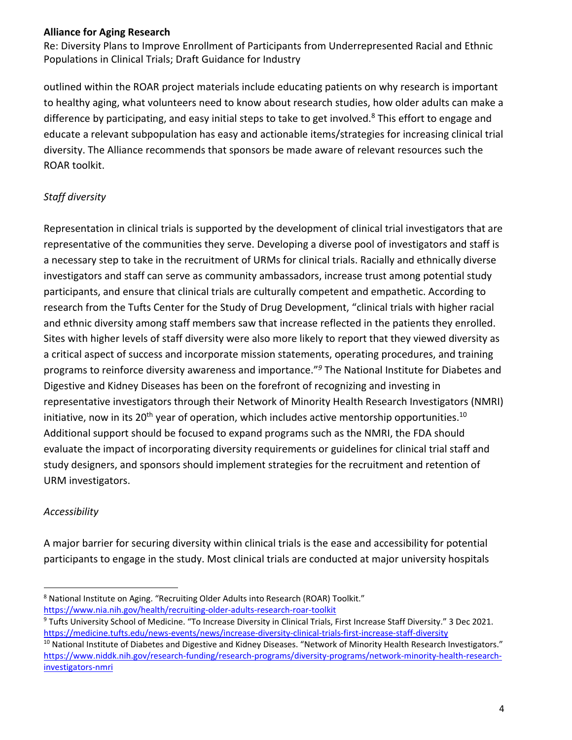outlined within the ROAR project materials include educating patients on why research is important to healthy aging, what volunteers need to know about research studies, how older adults can make a difference by participating, and easy initial steps to take to get involved.[8] This effort to engage and educate a relevant subpopulation has easy and actionable items/strategies for increasing clinical trial diversity. The Alliance recommends that sponsors be made aware of relevant resources such the ROAR toolkit.

*Staff diversity*

Representation in clinical trials is supported by the development of clinical trial investigators that are representative of the communities they serve. Developing a diverse pool of investigators and staff is a necessary step to take in the recruitment of URMs for clinical trials. Racially and ethnically diverse investigators and staff can serve as community ambassadors, increase trust among potential study participants, and ensure that clinical trials are culturally competent and empathetic. According to research from the Tufts Center for the Study of Drug Development, "clinical trials with higher racial and ethnic diversity among staff members saw that increase reflected in the patients they enrolled. Sites with higher levels of staff diversity were also more likely to report that they viewed diversity as a critical aspect of success and incorporate mission statements, operating procedures, and training programs to reinforce diversity awareness and importance."[9] The National Institute for Diabetes and Digestive and Kidney Diseases has been on the forefront of recognizing and investing in representative investigators through their Network of Minority Health Research Investigators (NMRI) initiative, now in its 20th year of operation, which includes active mentorship opportunities.[10] Additional support should be focused to expand programs such as the NMRI, the FDA should evaluate the impact of incorporating diversity requirements or guidelines for clinical trial staff and study designers, and sponsors should implement strategies for the recruitment and retention of URM investigators.

*Accessibility*

A major barrier for securing diversity within clinical trials is the ease and accessibility for potential participants to engage in the study. Most clinical trials are conducted at major university hospitals

---

[8] National Institute on Aging. "Recruiting Older Adults into Research (ROAR) Toolkit." https://www.nia.nih.gov/health/recruiting-older-adults-research-roar-toolkit

[9] Tufts University School of Medicine. "To Increase Diversity in Clinical Trials, First Increase Staff Diversity." 3 Dec 2021. https://medicine.tufts.edu/news-events/news/increase-diversity-clinical-trials-first-increase-staff-diversity

[10] National Institute of Diabetes and Digestive and Kidney Diseases. "Network of Minority Health Research Investigators." https://www.niddk.nih.gov/research-funding/research-programs/diversity-programs/network-minority-health-research-investigators-nmri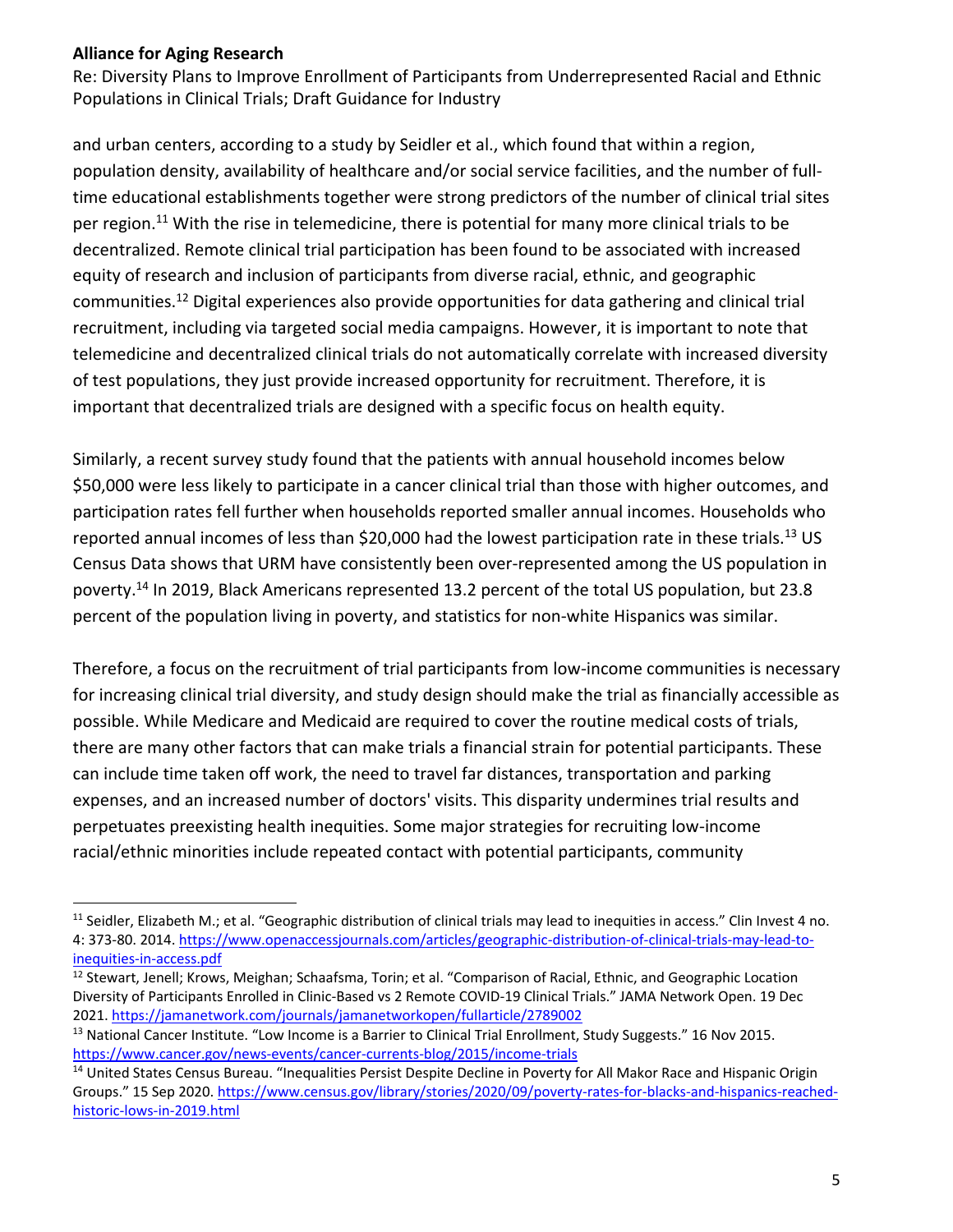and urban centers, according to a study by Seidler et al., which found that within a region, population density, availability of healthcare and/or social service facilities, and the number of full-time educational establishments together were strong predictors of the number of clinical trial sites per region.[11] With the rise in telemedicine, there is potential for many more clinical trials to be decentralized. Remote clinical trial participation has been found to be associated with increased equity of research and inclusion of participants from diverse racial, ethnic, and geographic communities.[12] Digital experiences also provide opportunities for data gathering and clinical trial recruitment, including via targeted social media campaigns. However, it is important to note that telemedicine and decentralized clinical trials do not automatically correlate with increased diversity of test populations, they just provide increased opportunity for recruitment. Therefore, it is important that decentralized trials are designed with a specific focus on health equity.

Similarly, a recent survey study found that the patients with annual household incomes below $50,000 were less likely to participate in a cancer clinical trial than those with higher outcomes, and participation rates fell further when households reported smaller annual incomes. Households who reported annual incomes of less than $20,000 had the lowest participation rate in these trials.[13] US Census Data shows that URM have consistently been over-represented among the US population in poverty.[14] In 2019, Black Americans represented 13.2 percent of the total US population, but 23.8 percent of the population living in poverty, and statistics for non-white Hispanics was similar.

Therefore, a focus on the recruitment of trial participants from low-income communities is necessary for increasing clinical trial diversity, and study design should make the trial as financially accessible as possible. While Medicare and Medicaid are required to cover the routine medical costs of trials, there are many other factors that can make trials a financial strain for potential participants. These can include time taken off work, the need to travel far distances, transportation and parking expenses, and an increased number of doctors' visits. This disparity undermines trial results and perpetuates preexisting health inequities. Some major strategies for recruiting low-income racial/ethnic minorities include repeated contact with potential participants, community

---

[11] Seidler, Elizabeth M.; et al. "Geographic distribution of clinical trials may lead to inequities in access." Clin Invest 4 no. 4: 373-80. 2014. https://www.openaccessjournals.com/articles/geographic-distribution-of-clinical-trials-may-lead-to-inequities-in-access.pdf

[12] Stewart, Jenell; Krows, Meighan; Schaafsma, Torin; et al. "Comparison of Racial, Ethnic, and Geographic Location Diversity of Participants Enrolled in Clinic-Based vs 2 Remote COVID-19 Clinical Trials." JAMA Network Open. 19 Dec 2021. https://jamanetwork.com/journals/jamanetworkopen/fullarticle/2789002

[13] National Cancer Institute. "Low Income is a Barrier to Clinical Trial Enrollment, Study Suggests." 16 Nov 2015. https://www.cancer.gov/news-events/cancer-currents-blog/2015/income-trials

[14] United States Census Bureau. "Inequalities Persist Despite Decline in Poverty for All Makor Race and Hispanic Origin Groups." 15 Sep 2020. https://www.census.gov/library/stories/2020/09/poverty-rates-for-blacks-and-hispanics-reached-historic-lows-in-2019.html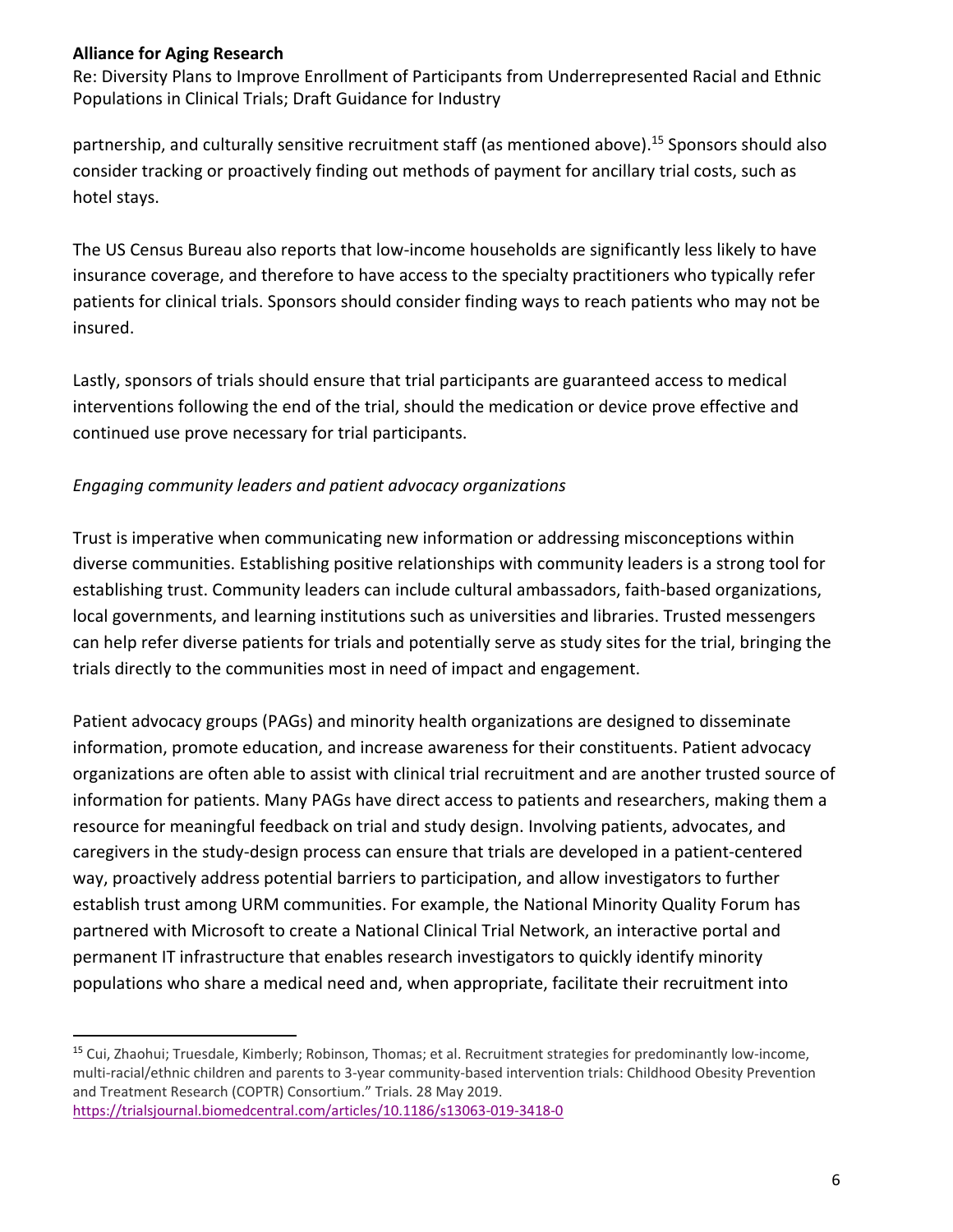partnership, and culturally sensitive recruitment staff (as mentioned above).[15] Sponsors should also consider tracking or proactively finding out methods of payment for ancillary trial costs, such as hotel stays.

The US Census Bureau also reports that low-income households are significantly less likely to have insurance coverage, and therefore to have access to the specialty practitioners who typically refer patients for clinical trials. Sponsors should consider finding ways to reach patients who may not be insured.

Lastly, sponsors of trials should ensure that trial participants are guaranteed access to medical interventions following the end of the trial, should the medication or device prove effective and continued use prove necessary for trial participants.

*Engaging community leaders and patient advocacy organizations*

Trust is imperative when communicating new information or addressing misconceptions within diverse communities. Establishing positive relationships with community leaders is a strong tool for establishing trust. Community leaders can include cultural ambassadors, faith-based organizations, local governments, and learning institutions such as universities and libraries. Trusted messengers can help refer diverse patients for trials and potentially serve as study sites for the trial, bringing the trials directly to the communities most in need of impact and engagement.

Patient advocacy groups (PAGs) and minority health organizations are designed to disseminate information, promote education, and increase awareness for their constituents. Patient advocacy organizations are often able to assist with clinical trial recruitment and are another trusted source of information for patients. Many PAGs have direct access to patients and researchers, making them a resource for meaningful feedback on trial and study design. Involving patients, advocates, and caregivers in the study-design process can ensure that trials are developed in a patient-centered way, proactively address potential barriers to participation, and allow investigators to further establish trust among URM communities. For example, the National Minority Quality Forum has partnered with Microsoft to create a National Clinical Trial Network, an interactive portal and permanent IT infrastructure that enables research investigators to quickly identify minority populations who share a medical need and, when appropriate, facilitate their recruitment into

---

[15] Cui, Zhaohui; Truesdale, Kimberly; Robinson, Thomas; et al. Recruitment strategies for predominantly low-income, multi-racial/ethnic children and parents to 3-year community-based intervention trials: Childhood Obesity Prevention and Treatment Research (COPTR) Consortium." Trials. 28 May 2019. https://trialsjournal.biomedcentral.com/articles/10.1186/s13063-019-3418-0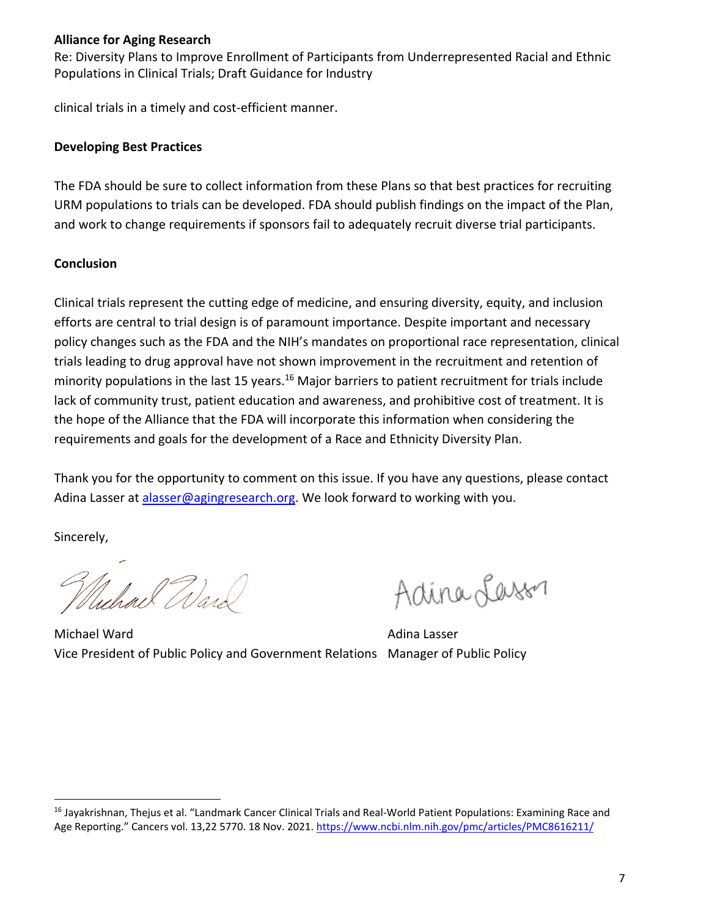clinical trials in a timely and cost-efficient manner.

**Developing Best Practices**

The FDA should be sure to collect information from these Plans so that best practices for recruiting URM populations to trials can be developed. FDA should publish findings on the impact of the Plan, and work to change requirements if sponsors fail to adequately recruit diverse trial participants.

**Conclusion**

Clinical trials represent the cutting edge of medicine, and ensuring diversity, equity, and inclusion efforts are central to trial design is of paramount importance. Despite important and necessary policy changes such as the FDA and the NIH's mandates on proportional race representation, clinical trials leading to drug approval have not shown improvement in the recruitment and retention of minority populations in the last 15 years.[16] Major barriers to patient recruitment for trials include lack of community trust, patient education and awareness, and prohibitive cost of treatment. It is the hope of the Alliance that the FDA will incorporate this information when considering the requirements and goals for the development of a Race and Ethnicity Diversity Plan.

Thank you for the opportunity to comment on this issue. If you have any questions, please contact Adina Lasser at alasser@agingresearch.org. We look forward to working with you.

Sincerely,

Michael Ward
Vice President of Public Policy and Government Relations

Adina Lasser
Manager of Public Policy

---

[16] Jayakrishnan, Thejus et al. "Landmark Cancer Clinical Trials and Real-World Patient Populations: Examining Race and Age Reporting." Cancers vol. 13,22 5770. 18 Nov. 2021. https://www.ncbi.nlm.nih.gov/pmc/articles/PMC8616211/